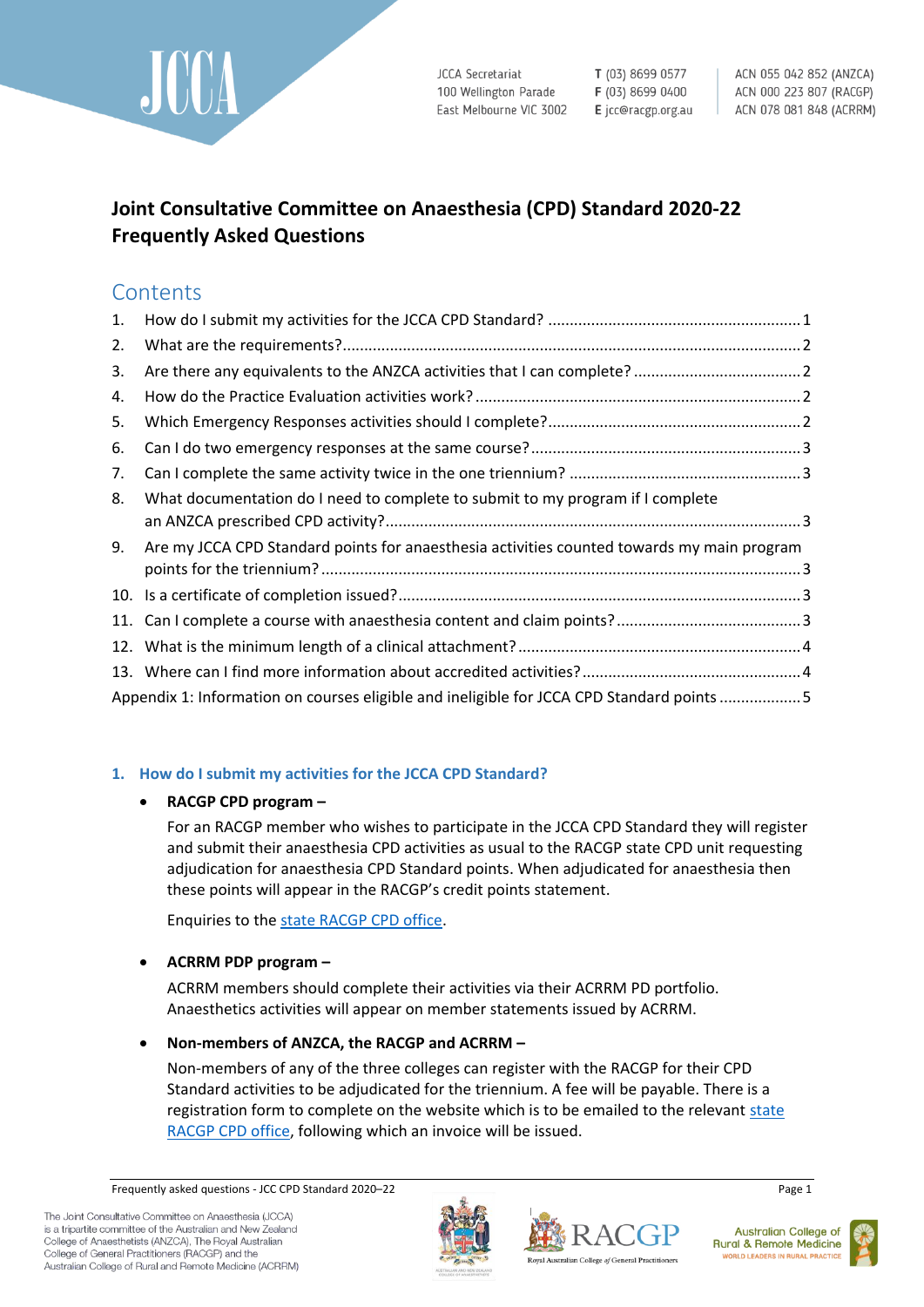JCCA Secretariat
100 Wellington Parade
East Melbourne VIC 3002

**T** (03) 8699 0577
**F** (03) 8699 0400
**E** jcc@racgp.org.au

ACN 055 042 852 (ANZCA)
ACN 000 223 807 (RACGP)
ACN 078 081 848 (ACRRM)

# Joint Consultative Committee on Anaesthesia (CPD) Standard 2020-22 Frequently Asked Questions

## Contents

1. How do I submit my activities for the JCCA CPD Standard? .......... 1
2. What are the requirements? .......... 2
3. Are there any equivalents to the ANZCA activities that I can complete? .......... 2
4. How do the Practice Evaluation activities work? .......... 2
5. Which Emergency Responses activities should I complete? .......... 2
6. Can I do two emergency responses at the same course? .......... 3
7. Can I complete the same activity twice in the one triennium? .......... 3
8. What documentation do I need to complete to submit to my program if I complete an ANZCA prescribed CPD activity? .......... 3
9. Are my JCCA CPD Standard points for anaesthesia activities counted towards my main program points for the triennium? .......... 3
10. Is a certificate of completion issued? .......... 3
11. Can I complete a course with anaesthesia content and claim points? .......... 3
12. What is the minimum length of a clinical attachment? .......... 4
13. Where can I find more information about accredited activities? .......... 4

Appendix 1: Information on courses eligible and ineligible for JCCA CPD Standard points .......... 5

### 1. How do I submit my activities for the JCCA CPD Standard?

- **RACGP CPD program –**

  For an RACGP member who wishes to participate in the JCCA CPD Standard they will register and submit their anaesthesia CPD activities as usual to the RACGP state CPD unit requesting adjudication for anaesthesia CPD Standard points. When adjudicated for anaesthesia then these points will appear in the RACGP's credit points statement.

  Enquiries to the state RACGP CPD office.

- **ACRRM PDP program –**

  ACRRM members should complete their activities via their ACRRM PD portfolio. Anaesthetics activities will appear on member statements issued by ACRRM.

- **Non-members of ANZCA, the RACGP and ACRRM –**

  Non-members of any of the three colleges can register with the RACGP for their CPD Standard activities to be adjudicated for the triennium. A fee will be payable. There is a registration form to complete on the website which is to be emailed to the relevant state RACGP CPD office, following which an invoice will be issued.

The Joint Consultative Committee on Anaesthesia (JCCA) is a tripartite committee of the Australian and New Zealand College of Anaesthetists (ANZCA), The Royal Australian College of General Practitioners (RACGP) and the Australian College of Rural and Remote Medicine (ACRRM)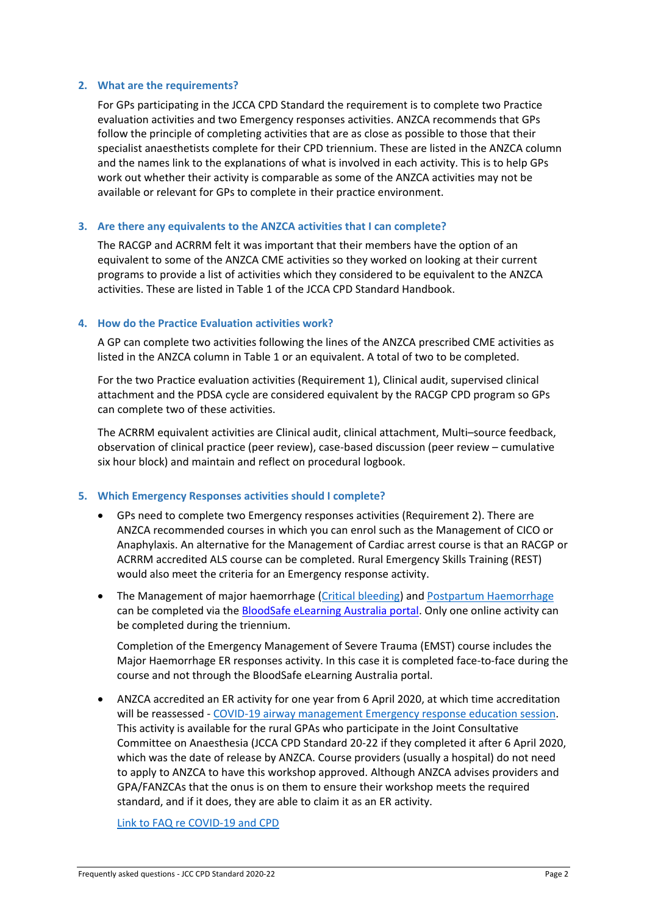## 2. What are the requirements?

For GPs participating in the JCCA CPD Standard the requirement is to complete two Practice evaluation activities and two Emergency responses activities. ANZCA recommends that GPs follow the principle of completing activities that are as close as possible to those that their specialist anaesthetists complete for their CPD triennium. These are listed in the ANZCA column and the names link to the explanations of what is involved in each activity. This is to help GPs work out whether their activity is comparable as some of the ANZCA activities may not be available or relevant for GPs to complete in their practice environment.

## 3. Are there any equivalents to the ANZCA activities that I can complete?

The RACGP and ACRRM felt it was important that their members have the option of an equivalent to some of the ANZCA CME activities so they worked on looking at their current programs to provide a list of activities which they considered to be equivalent to the ANZCA activities. These are listed in Table 1 of the JCCA CPD Standard Handbook.

## 4. How do the Practice Evaluation activities work?

A GP can complete two activities following the lines of the ANZCA prescribed CME activities as listed in the ANZCA column in Table 1 or an equivalent. A total of two to be completed.

For the two Practice evaluation activities (Requirement 1), Clinical audit, supervised clinical attachment and the PDSA cycle are considered equivalent by the RACGP CPD program so GPs can complete two of these activities.

The ACRRM equivalent activities are Clinical audit, clinical attachment, Multi–source feedback, observation of clinical practice (peer review), case-based discussion (peer review – cumulative six hour block) and maintain and reflect on procedural logbook.

## 5. Which Emergency Responses activities should I complete?

- GPs need to complete two Emergency responses activities (Requirement 2). There are ANZCA recommended courses in which you can enrol such as the Management of CICO or Anaphylaxis. An alternative for the Management of Cardiac arrest course is that an RACGP or ACRRM accredited ALS course can be completed. Rural Emergency Skills Training (REST) would also meet the criteria for an Emergency response activity.
- The Management of major haemorrhage (Critical bleeding) and Postpartum Haemorrhage can be completed via the BloodSafe eLearning Australia portal. Only one online activity can be completed during the triennium.

  Completion of the Emergency Management of Severe Trauma (EMST) course includes the Major Haemorrhage ER responses activity. In this case it is completed face-to-face during the course and not through the BloodSafe eLearning Australia portal.
- ANZCA accredited an ER activity for one year from 6 April 2020, at which time accreditation will be reassessed - COVID-19 airway management Emergency response education session. This activity is available for the rural GPAs who participate in the Joint Consultative Committee on Anaesthesia (JCCA CPD Standard 20-22 if they completed it after 6 April 2020, which was the date of release by ANZCA. Course providers (usually a hospital) do not need to apply to ANZCA to have this workshop approved. Although ANZCA advises providers and GPA/FANZCAs that the onus is on them to ensure their workshop meets the required standard, and if it does, they are able to claim it as an ER activity.

  Link to FAQ re COVID-19 and CPD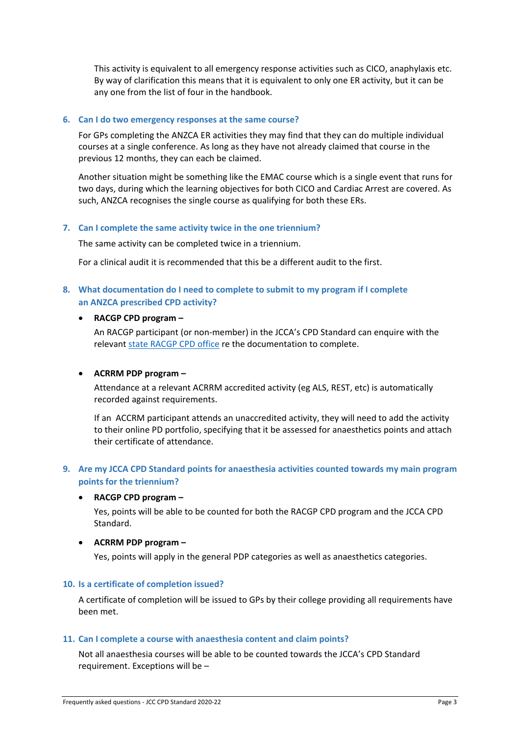This activity is equivalent to all emergency response activities such as CICO, anaphylaxis etc. By way of clarification this means that it is equivalent to only one ER activity, but it can be any one from the list of four in the handbook.

### 6. Can I do two emergency responses at the same course?

For GPs completing the ANZCA ER activities they may find that they can do multiple individual courses at a single conference. As long as they have not already claimed that course in the previous 12 months, they can each be claimed.

Another situation might be something like the EMAC course which is a single event that runs for two days, during which the learning objectives for both CICO and Cardiac Arrest are covered. As such, ANZCA recognises the single course as qualifying for both these ERs.

### 7. Can I complete the same activity twice in the one triennium?

The same activity can be completed twice in a triennium.

For a clinical audit it is recommended that this be a different audit to the first.

### 8. What documentation do I need to complete to submit to my program if I complete an ANZCA prescribed CPD activity?

- **RACGP CPD program –**

  An RACGP participant (or non-member) in the JCCA's CPD Standard can enquire with the relevant state RACGP CPD office re the documentation to complete.

- **ACRRM PDP program –**

  Attendance at a relevant ACRRM accredited activity (eg ALS, REST, etc) is automatically recorded against requirements.

  If an ACCRM participant attends an unaccredited activity, they will need to add the activity to their online PD portfolio, specifying that it be assessed for anaesthetics points and attach their certificate of attendance.

### 9. Are my JCCA CPD Standard points for anaesthesia activities counted towards my main program points for the triennium?

- **RACGP CPD program –**

  Yes, points will be able to be counted for both the RACGP CPD program and the JCCA CPD Standard.

- **ACRRM PDP program –**

  Yes, points will apply in the general PDP categories as well as anaesthetics categories.

### 10. Is a certificate of completion issued?

A certificate of completion will be issued to GPs by their college providing all requirements have been met.

### 11. Can I complete a course with anaesthesia content and claim points?

Not all anaesthesia courses will be able to be counted towards the JCCA's CPD Standard requirement. Exceptions will be –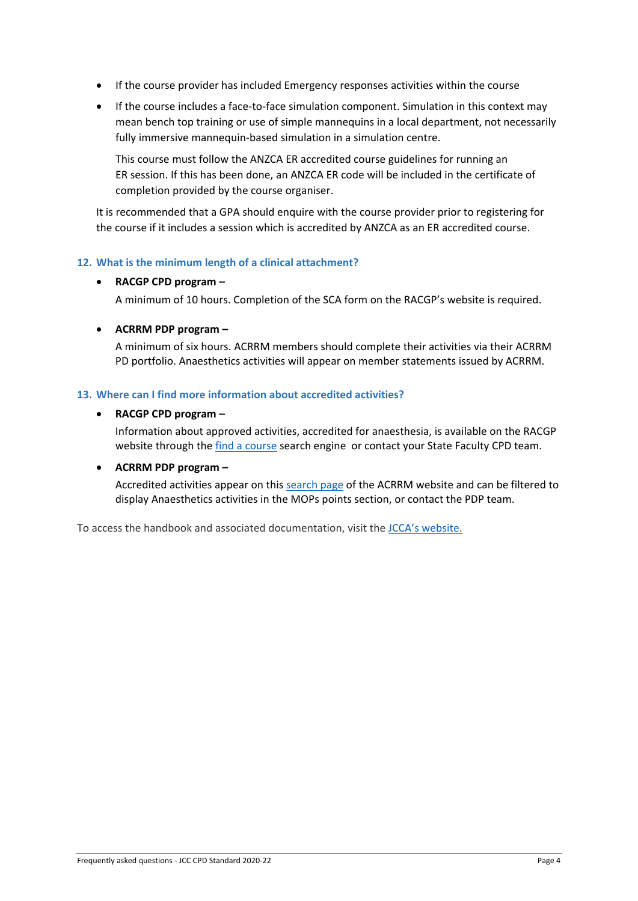- If the course provider has included Emergency responses activities within the course
- If the course includes a face-to-face simulation component. Simulation in this context may mean bench top training or use of simple mannequins in a local department, not necessarily fully immersive mannequin-based simulation in a simulation centre.

  This course must follow the ANZCA ER accredited course guidelines for running an ER session. If this has been done, an ANZCA ER code will be included in the certificate of completion provided by the course organiser.

It is recommended that a GPA should enquire with the course provider prior to registering for the course if it includes a session which is accredited by ANZCA as an ER accredited course.

### 12. What is the minimum length of a clinical attachment?

- **RACGP CPD program –**

  A minimum of 10 hours. Completion of the SCA form on the RACGP's website is required.

- **ACRRM PDP program –**

  A minimum of six hours. ACRRM members should complete their activities via their ACRRM PD portfolio. Anaesthetics activities will appear on member statements issued by ACRRM.

### 13. Where can I find more information about accredited activities?

- **RACGP CPD program –**

  Information about approved activities, accredited for anaesthesia, is available on the RACGP website through the find a course search engine or contact your State Faculty CPD team.

- **ACRRM PDP program –**

  Accredited activities appear on this search page of the ACRRM website and can be filtered to display Anaesthetics activities in the MOPs points section, or contact the PDP team.

To access the handbook and associated documentation, visit the JCCA's website.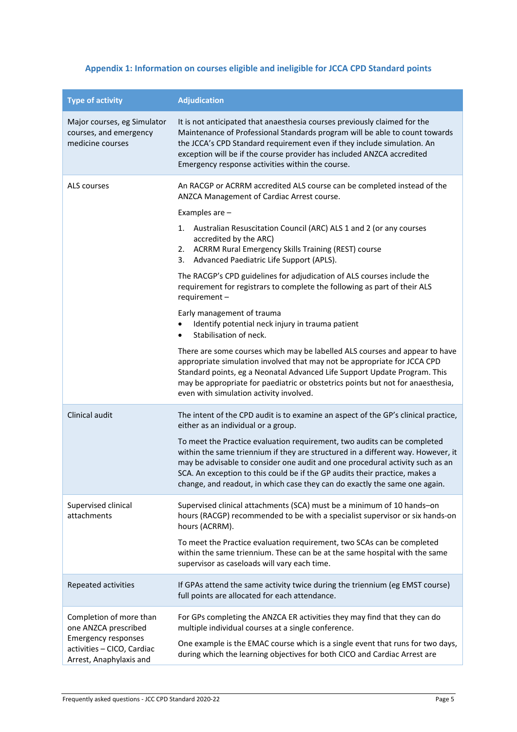### Appendix 1: Information on courses eligible and ineligible for JCCA CPD Standard points

| Type of activity | Adjudication |
|---|---|
| Major courses, eg Simulator courses, and emergency medicine courses | It is not anticipated that anaesthesia courses previously claimed for the Maintenance of Professional Standards program will be able to count towards the JCCA's CPD Standard requirement even if they include simulation. An exception will be if the course provider has included ANZCA accredited Emergency response activities within the course. |
| ALS courses | An RACGP or ACRRM accredited ALS course can be completed instead of the ANZCA Management of Cardiac Arrest course.<br><br>Examples are –<br><br>1. Australian Resuscitation Council (ARC) ALS 1 and 2 (or any courses accredited by the ARC)<br>2. ACRRM Rural Emergency Skills Training (REST) course<br>3. Advanced Paediatric Life Support (APLS).<br><br>The RACGP's CPD guidelines for adjudication of ALS courses include the requirement for registrars to complete the following as part of their ALS requirement –<br><br>Early management of trauma<br>• Identify potential neck injury in trauma patient<br>• Stabilisation of neck.<br><br>There are some courses which may be labelled ALS courses and appear to have appropriate simulation involved that may not be appropriate for JCCA CPD Standard points, eg a Neonatal Advanced Life Support Update Program. This may be appropriate for paediatric or obstetrics points but not for anaesthesia, even with simulation activity involved. |
| Clinical audit | The intent of the CPD audit is to examine an aspect of the GP's clinical practice, either as an individual or a group.<br><br>To meet the Practice evaluation requirement, two audits can be completed within the same triennium if they are structured in a different way. However, it may be advisable to consider one audit and one procedural activity such as an SCA. An exception to this could be if the GP audits their practice, makes a change, and readout, in which case they can do exactly the same one again. |
| Supervised clinical attachments | Supervised clinical attachments (SCA) must be a minimum of 10 hands–on hours (RACGP) recommended to be with a specialist supervisor or six hands-on hours (ACRRM).<br><br>To meet the Practice evaluation requirement, two SCAs can be completed within the same triennium. These can be at the same hospital with the same supervisor as caseloads will vary each time. |
| Repeated activities | If GPAs attend the same activity twice during the triennium (eg EMST course) full points are allocated for each attendance. |
| Completion of more than one ANZCA prescribed Emergency responses activities – CICO, Cardiac Arrest, Anaphylaxis and | For GPs completing the ANZCA ER activities they may find that they can do multiple individual courses at a single conference.<br><br>One example is the EMAC course which is a single event that runs for two days, during which the learning objectives for both CICO and Cardiac Arrest are |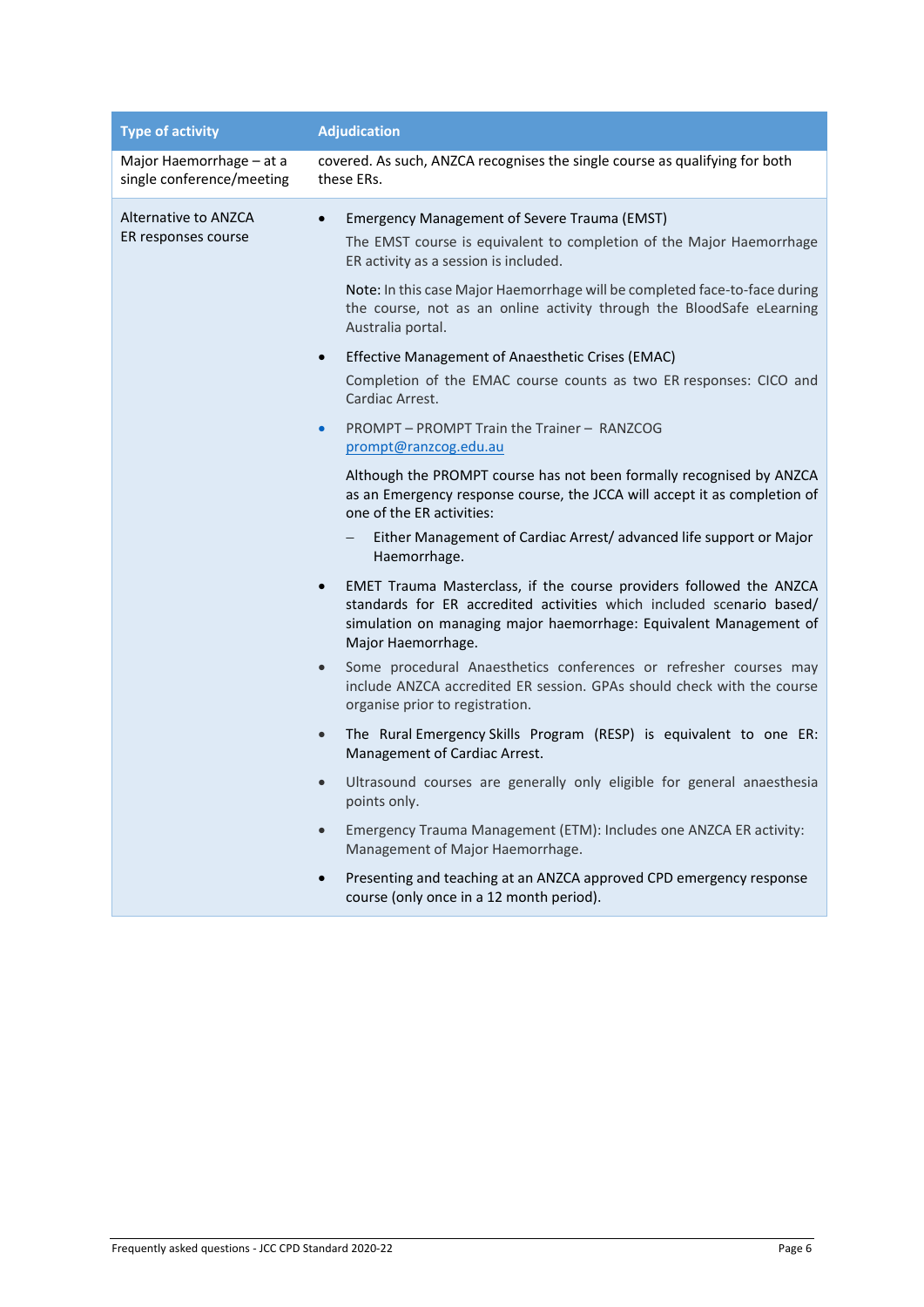| Type of activity | Adjudication |
|---|---|
| Major Haemorrhage – at a single conference/meeting | covered. As such, ANZCA recognises the single course as qualifying for both these ERs. |
| Alternative to ANZCA ER responses course | • Emergency Management of Severe Trauma (EMST)<br>The EMST course is equivalent to completion of the Major Haemorrhage ER activity as a session is included.<br>Note: In this case Major Haemorrhage will be completed face-to-face during the course, not as an online activity through the BloodSafe eLearning Australia portal.<br>• Effective Management of Anaesthetic Crises (EMAC)<br>Completion of the EMAC course counts as two ER responses: CICO and Cardiac Arrest.<br>• PROMPT – PROMPT Train the Trainer – RANZCOG prompt@ranzcog.edu.au<br>Although the PROMPT course has not been formally recognised by ANZCA as an Emergency response course, the JCCA will accept it as completion of one of the ER activities:<br>– Either Management of Cardiac Arrest/ advanced life support or Major Haemorrhage.<br>• EMET Trauma Masterclass, if the course providers followed the ANZCA standards for ER accredited activities which included scenario based/ simulation on managing major haemorrhage: Equivalent Management of Major Haemorrhage.<br>• Some procedural Anaesthetics conferences or refresher courses may include ANZCA accredited ER session. GPAs should check with the course organise prior to registration.<br>• The Rural Emergency Skills Program (RESP) is equivalent to one ER: Management of Cardiac Arrest.<br>• Ultrasound courses are generally only eligible for general anaesthesia points only.<br>• Emergency Trauma Management (ETM): Includes one ANZCA ER activity: Management of Major Haemorrhage.<br>• Presenting and teaching at an ANZCA approved CPD emergency response course (only once in a 12 month period). |